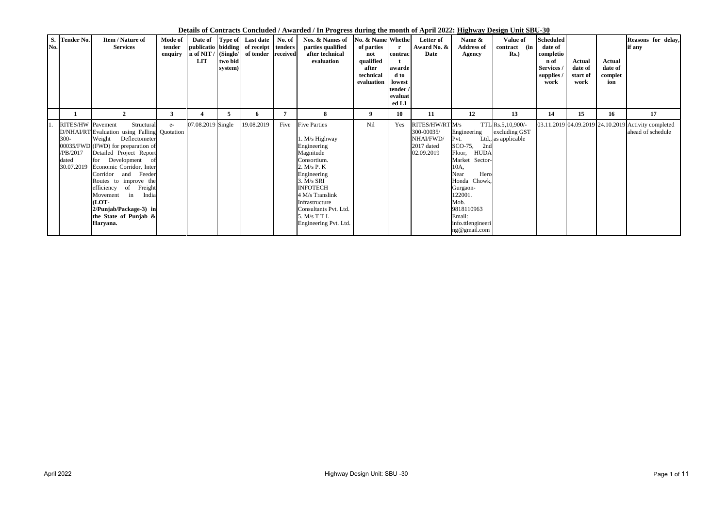**Details of Contracts Concluded / Awarded / In Progress during the month of April 2022: Highway Design Unit SBU-30**

| S. No. | Tender No. | Item / Nature of Services | Mode of tender enquiry | Date of publication of NIT / LIT | Type of bidding (Single/ two bid system) | Last date of receipt of tender | No. of tenders received | Nos. & Names of parties qualified after technical evaluation | No. & Name of parties not qualified after technical evaluation | Whether contract awarded to lowest tender / evaluated L1 | Letter of Award No. & Date | Name & Address of Agency | Value of contract (in Rs.) | Scheduled date of completion of Services / supplies / work | Actual date of start of work | Actual date of completion | Reasons for delay, if any |
|---|---|---|---|---|---|---|---|---|---|---|---|---|---|---|---|---|---|
| | 1 | 2 | 3 | 4 | 5 | 6 | 7 | 8 | 9 | 10 | 11 | 12 | 13 | 14 | 15 | 16 | 17 |
| 1. | RITES/HW D/NHAI/RT 300-00035/FWD /PB/2017 dated 30.07.2019 | Pavement Structural Evaluation using Falling Weight Deflectometer (FWD) for preparation of Detailed Project Report for Development of Economic Corridor, Inter Corridor and Feeder Routes to improve the efficiency of Freight Movement in India **(LOT-2/Punjab/Package-3) in the State of Punjab & Haryana.** | e-Quotation | 07.08.2019 | Single | 19.08.2019 | Five | Five Parties<br><br>1. M/s Highway Engineering Magnitude Consortium.<br>2. M/s P. K Engineering<br>3. M/s SRI INFOTECH<br>4 M/s Translink Infrastructure Consultants Pvt. Ltd.<br>5. M/s T T L Engineering Pvt. Ltd. | Nil | Yes | RITES/HW/RT 300-00035/ NHAI/FWD/ 2017 dated 02.09.2019 | M/s TTL Engineering Pvt. Ltd., SCO-75, 2nd Floor, HUDA Market Sector-10A, Near Hero Honda Chowk, Gurgaon-122001. Mob. 9818110963 Email: info.ttlengineering@gmail.com | Rs.5,10,900/- excluding GST as applicable | 03.11.2019 | 04.09.2019 | 24.10.2019 | Activity completed ahead of schedule |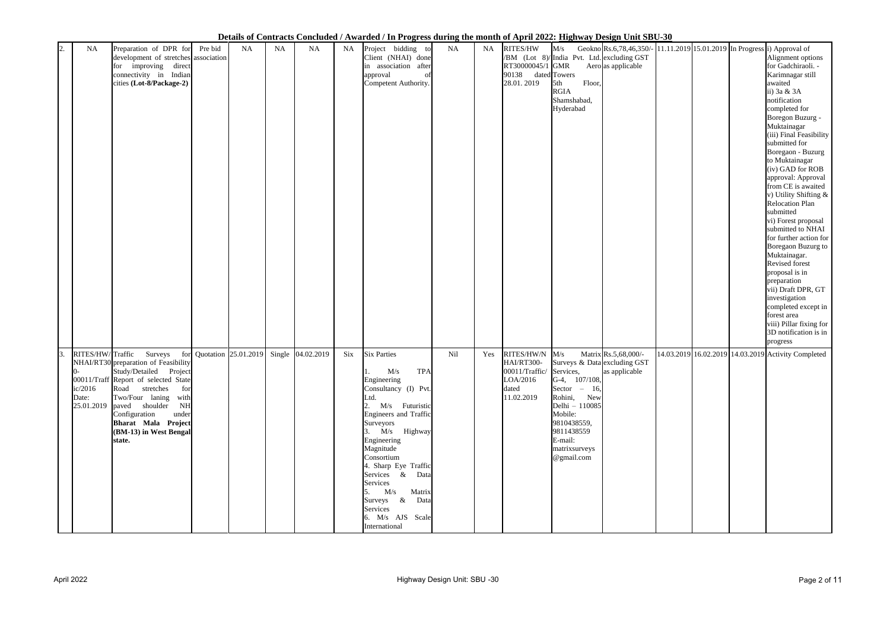**Details of Contracts Concluded / Awarded / In Progress during the month of April 2022: Highway Design Unit SBU-30**

| | | | | | | | | | | | | | | | | | |
|---|---|---|---|---|---|---|---|---|---|---|---|---|---|---|---|---|---|
| 2. | NA | Preparation of DPR for development of stretches for improving direct connectivity in Indian cities **(Lot-8/Package-2)** | Pre bid association | NA | NA | NA | NA | Project bidding to Client (NHAI) done in association after approval of Competent Authority. | NA | NA | RITES/HW /BM (Lot 8)/ RT30000045/1 90138 dated 28.01. 2019 | M/s Geokno India Pvt. Ltd. GMR Aero Towers 5th Floor, RGIA Shamshabad, Hyderabad | Rs.6,78,46,350/- excluding GST as applicable | 11.11.2019 | 15.01.2019 | In Progress | i) Approval of Alignment options for Gadchiraoli. - Karimnagar still awaited<br>ii) 3a & 3A notification completed for Boregon Buzurg - Muktainagar<br>(iii) Final Feasibility submitted for Boregaon - Buzurg to Muktainagar<br>(iv) GAD for ROB approval: Approval from CE is awaited<br>v) Utility Shifting & Relocation Plan submitted<br>vi) Forest proposal submitted to NHAI for further action for Boregaon Buzurg to Muktainagar. Revised forest proposal is in preparation<br>vii) Draft DPR, GT investigation completed except in forest area<br>viii) Pillar fixing for 3D notification is in progress |
| 3. | RITES/HW/ NHAI/RT30 0-00011/Traffic/2016 Date: 25.01.2019 | Traffic Surveys for preparation of Feasibility Study/Detailed Project Report of selected State Road stretches for Two/Four laning with paved shoulder NH Configuration under **Bharat Mala Project (BM-13) in West Bengal state.** | Quotation | 25.01.2019 | Single | 04.02.2019 | Six | Six Parties<br>1. M/s TPA Engineering Consultancy (I) Pvt. Ltd.<br>2. M/s Futuristic Engineers and Traffic Surveyors<br>3. M/s Highway Engineering Magnitude Consortium<br>4. Sharp Eye Traffic Services & Data Services<br>5. M/s Matrix Surveys & Data Services<br>6. M/s AJS Scale International | Nil | Yes | RITES/HW/N HAI/RT300-00011/Traffic/ LOA/2016 dated 11.02.2019 | M/s Matrix Surveys & Data Services, G-4, 107/108, Sector – 16, Rohini, New Delhi – 110085 Mobile: 9810438559, 9811438559 E-mail: matrixsurveys @gmail.com | Rs.5,68,000/- excluding GST as applicable | 14.03.2019 | 16.02.2019 | 14.03.2019 | Activity Completed |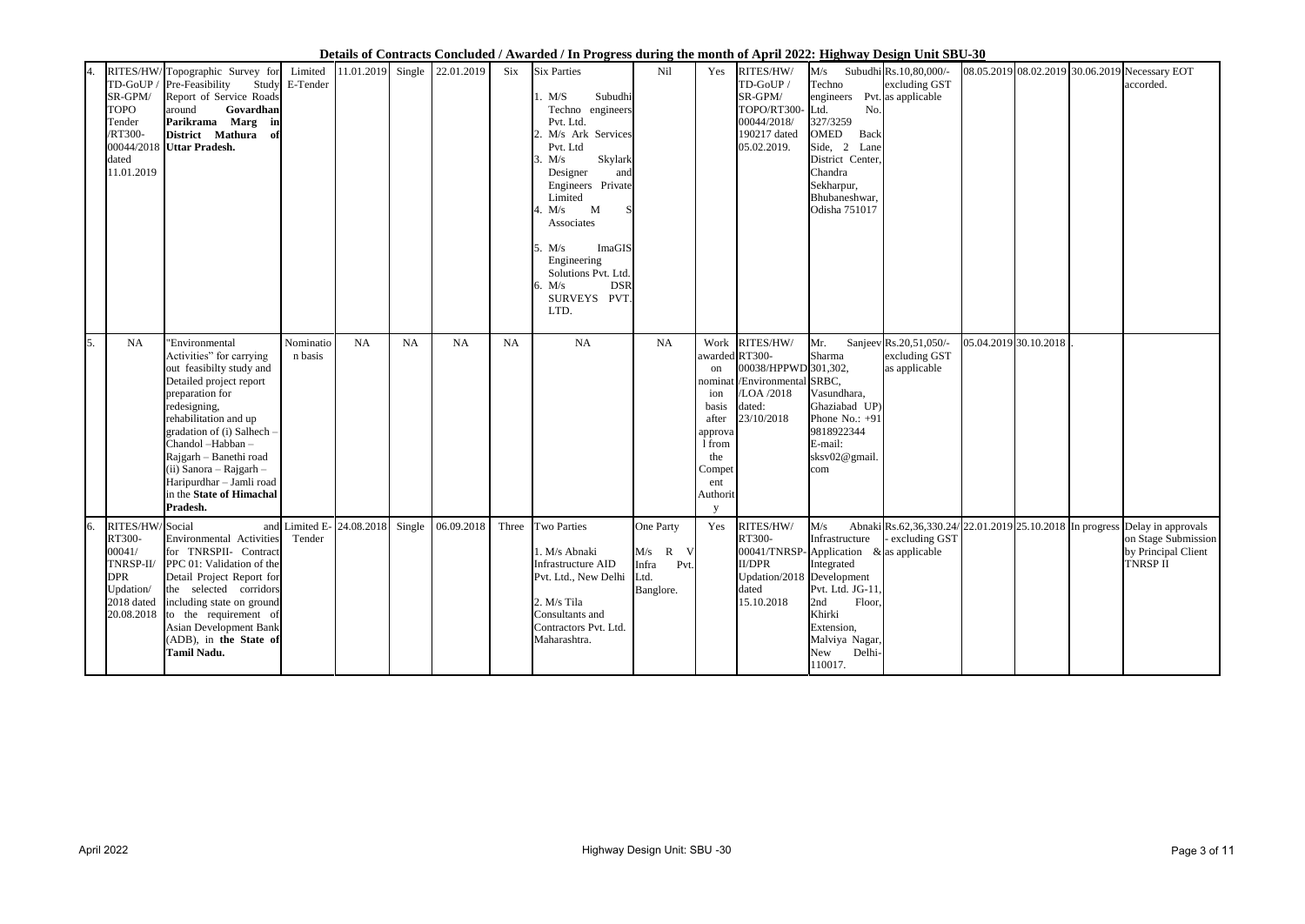**Details of Contracts Concluded / Awarded / In Progress during the month of April 2022: Highway Design Unit SBU-30**

| | | | | | | | | | | | | | | | | | | |
|---|---|---|---|---|---|---|---|---|---|---|---|---|---|---|---|---|---|---|
| 4. | RITES/HW/ TD-GoUP / SR-GPM/ TOPO Tender /RT300- 00044/2018 dated 11.01.2019 | Topographic Survey for Pre-Feasibility Study Report of Service Roads around **Govardhan Parikrama Marg in District Mathura of Uttar Pradesh.** | Limited E-Tender | 11.01.2019 | Single | 22.01.2019 | Six | Six Parties 1. M/S Subudhi Techno engineers Pvt. Ltd. 2. M/s Ark Services Pvt. Ltd 3. M/s Skylark Designer and Engineers Private Limited 4. M/s M S Associates 5. M/s ImaGIS Engineering Solutions Pvt. Ltd. 6. M/s DSR SURVEYS PVT. LTD. | Nil | Yes | RITES/HW/ TD-GoUP / SR-GPM/ TOPO/RT300- 00044/2018/ 190217 dated 05.02.2019. | M/s Subudhi Techno engineers Pvt. Ltd. No. 327/3259 OMED Back Side, 2 Lane District Center, Chandra Sekharpur, Bhubaneshwar, Odisha 751017 | Rs.10,80,000/- excluding GST as applicable | 08.05.2019 | 08.02.2019 | 30.06.2019 | Necessary EOT accorded. |
| 5. | NA | "Environmental Activities" for carrying out feasibilty study and Detailed project report preparation for redesigning, rehabilitation and up gradation of (i) Salhech – Chandol –Habban – Rajgarh – Banethi road (ii) Sanora – Rajgarh – Haripurdhar – Jamli road in the **State of Himachal Pradesh.** | Nominatio n basis | NA | NA | NA | NA | NA | NA | Work awarded on nomination basis after approval from the Competent Authority | RITES/HW/ RT300- 00038/HPPWD /Environmental /LOA /2018 dated: 23/10/2018 | Mr. Sanjeev Sharma 301,302, SRBC, Vasundhara, Ghaziabad UP) Phone No.: +91 9818922344 E-mail: sksv02@gmail.com | Rs.20,51,050/- excluding GST as applicable | 05.04.2019 | 30.10.2018 | . | |
| 6. | RITES/HW/ RT300- 00041/ TNRSP-II/ DPR Updation/ 2018 dated 20.08.2018 | Social and Environmental Activities for TNRSPII- Contract PPC 01: Validation of the Detail Project Report for the selected corridors including state on ground to the requirement of Asian Development Bank (ADB), in **the State of Tamil Nadu.** | Limited E-Tender | 24.08.2018 | Single | 06.09.2018 | Three | Two Parties 1. M/s Abnaki Infrastructure AID Pvt. Ltd., New Delhi 2. M/s Tila Consultants and Contractors Pvt. Ltd. Maharashtra. | One Party M/s R V Infra Pvt. Ltd. Banglore. | Yes | RITES/HW/ RT300- 00041/TNRSP-II/DPR Updation/2018 dated 15.10.2018 | M/s Abnaki Infrastructure Application & Integrated Development Pvt. Ltd. JG-11, 2nd Floor, Khirki Extension, Malviya Nagar, New Delhi-110017. | Rs.62,36,330.24/- excluding GST as applicable | 22.01.2019 | 25.10.2018 | In progress | Delay in approvals on Stage Submission by Principal Client TNRSP II |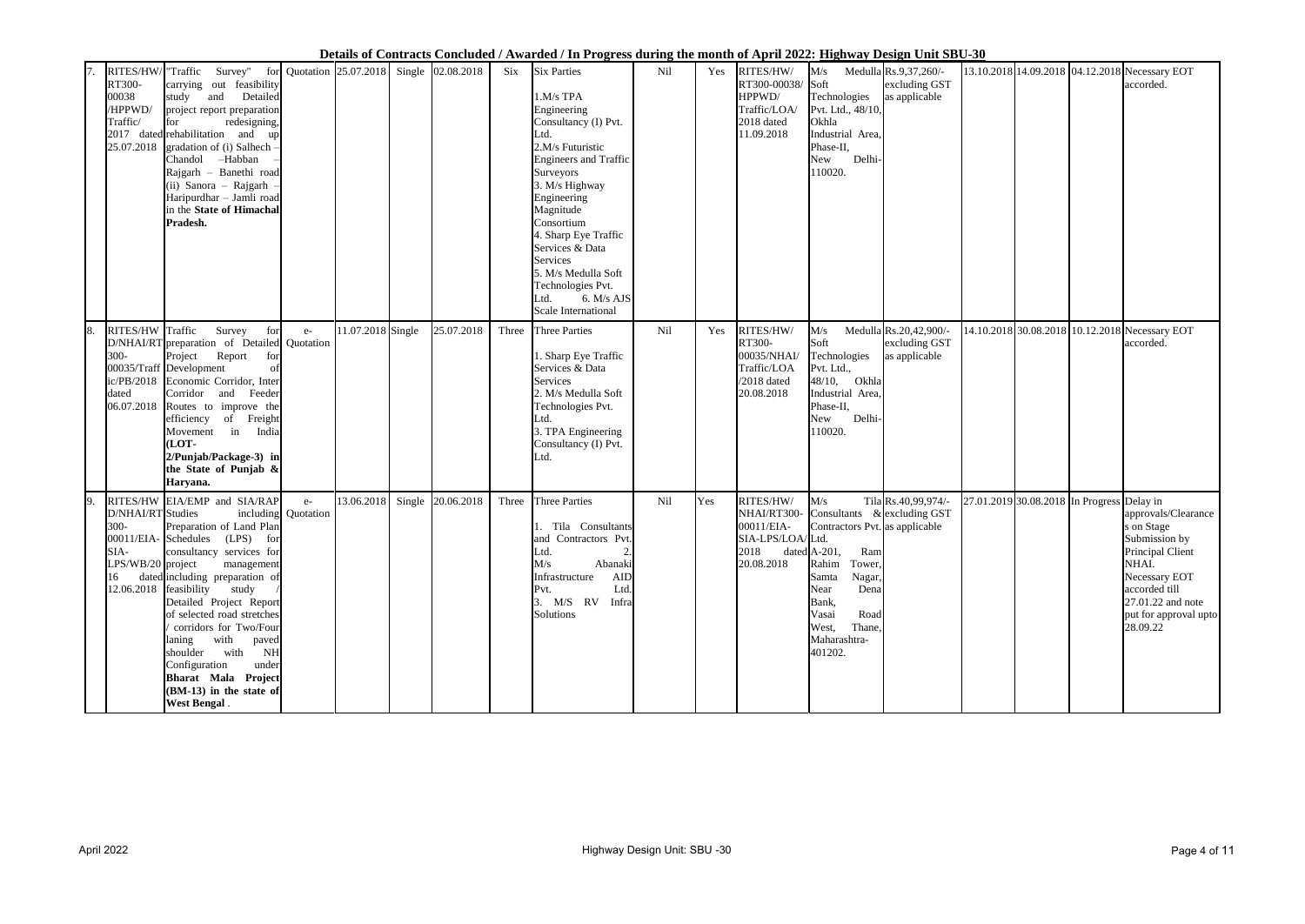**Details of Contracts Concluded / Awarded / In Progress during the month of April 2022: Highway Design Unit SBU-30**

| | | | | | | | | | | | | | | | | | | |
|---|---|---|---|---|---|---|---|---|---|---|---|---|---|---|---|---|---|---|
| 7. | RITES/HW/ RT300-00038 /HPPWD/ Traffic/ 2017 dated 25.07.2018 | "Traffic Survey" for carrying out feasibility study and Detailed project report preparation for redesigning, rehabilitation and up gradation of (i) Salhech – Chandol –Habban – Rajgarh – Banethi road (ii) Sanora – Rajgarh – Haripurdhar – Jamli road in the **State of Himachal Pradesh.** | Quotation | 25.07.2018 | Single | 02.08.2018 | Six | Six Parties<br><br>1.M/s TPA Engineering Consultancy (I) Pvt. Ltd.<br>2.M/s Futuristic Engineers and Traffic Surveyors<br>3. M/s Highway Engineering Magnitude Consortium<br>4. Sharp Eye Traffic Services & Data Services<br>5. M/s Medulla Soft Technologies Pvt. Ltd. 6. M/s AJS Scale International | Nil | Yes | RITES/HW/ RT300-00038/ HPPWD/ Traffic/LOA/ 2018 dated 11.09.2018 | M/s Medulla Soft Technologies Pvt. Ltd., 48/10, Okhla Industrial Area, Phase-II, New Delhi-110020. | Rs.9,37,260/- excluding GST as applicable | 13.10.2018 | 14.09.2018 | 04.12.2018 | Necessary EOT accorded. |
| 8. | RITES/HW D/NHAI/RT 300-00035/Traffic/PB/2018 dated 06.07.2018 | Traffic Survey for preparation of Detailed Project Report for Development of Economic Corridor, Inter Corridor and Feeder Routes to improve the efficiency of Freight Movement in India **(LOT-2/Punjab/Package-3) in the State of Punjab & Haryana.** | e-Quotation | 11.07.2018 | Single | 25.07.2018 | Three | Three Parties<br><br>1. Sharp Eye Traffic Services & Data Services<br>2. M/s Medulla Soft Technologies Pvt. Ltd.<br>3. TPA Engineering Consultancy (I) Pvt. Ltd. | Nil | Yes | RITES/HW/ RT300-00035/NHAI/ Traffic/LOA /2018 dated 20.08.2018 | M/s Medulla Soft Technologies Pvt. Ltd., 48/10, Okhla Industrial Area, Phase-II, New Delhi-110020. | Rs.20,42,900/- excluding GST as applicable | 14.10.2018 | 30.08.2018 | 10.12.2018 | Necessary EOT accorded. |
| 9. | RITES/HW D/NHAI/RT 300-00011/EIA-SIA-LPS/WB/20 16 dated 12.06.2018 | EIA/EMP and SIA/RAP Studies including Preparation of Land Plan Schedules (LPS) for consultancy services for project management including preparation of feasibility study / Detailed Project Report of selected road stretches / corridors for Two/Four laning with paved shoulder with NH Configuration under **Bharat Mala Project (BM-13) in the state of West Bengal**. | e-Quotation | 13.06.2018 | Single | 20.06.2018 | Three | Three Parties<br><br>1. Tila Consultants and Contractors Pvt. Ltd. 2. M/s Abanaki Infrastructure AID Pvt. Ltd.<br>3. M/S RV Infra Solutions | Nil | Yes | RITES/HW/ NHAI/RT300-00011/EIA-SIA-LPS/LOA/ 2018 dated 20.08.2018 | M/s Tila Consultants & Contractors Pvt. Ltd. A-201, Ram Rahim Tower, Samta Nagar, Near Dena Bank, Vasai Road West, Thane, Maharashtra-401202. | Rs.40,99,974/- excluding GST as applicable | 27.01.2019 | 30.08.2018 | In Progress | Delay in approvals/Clearances on Stage Submission by Principal Client NHAI. Necessary EOT accorded till 27.01.22 and note put for approval upto 28.09.22 |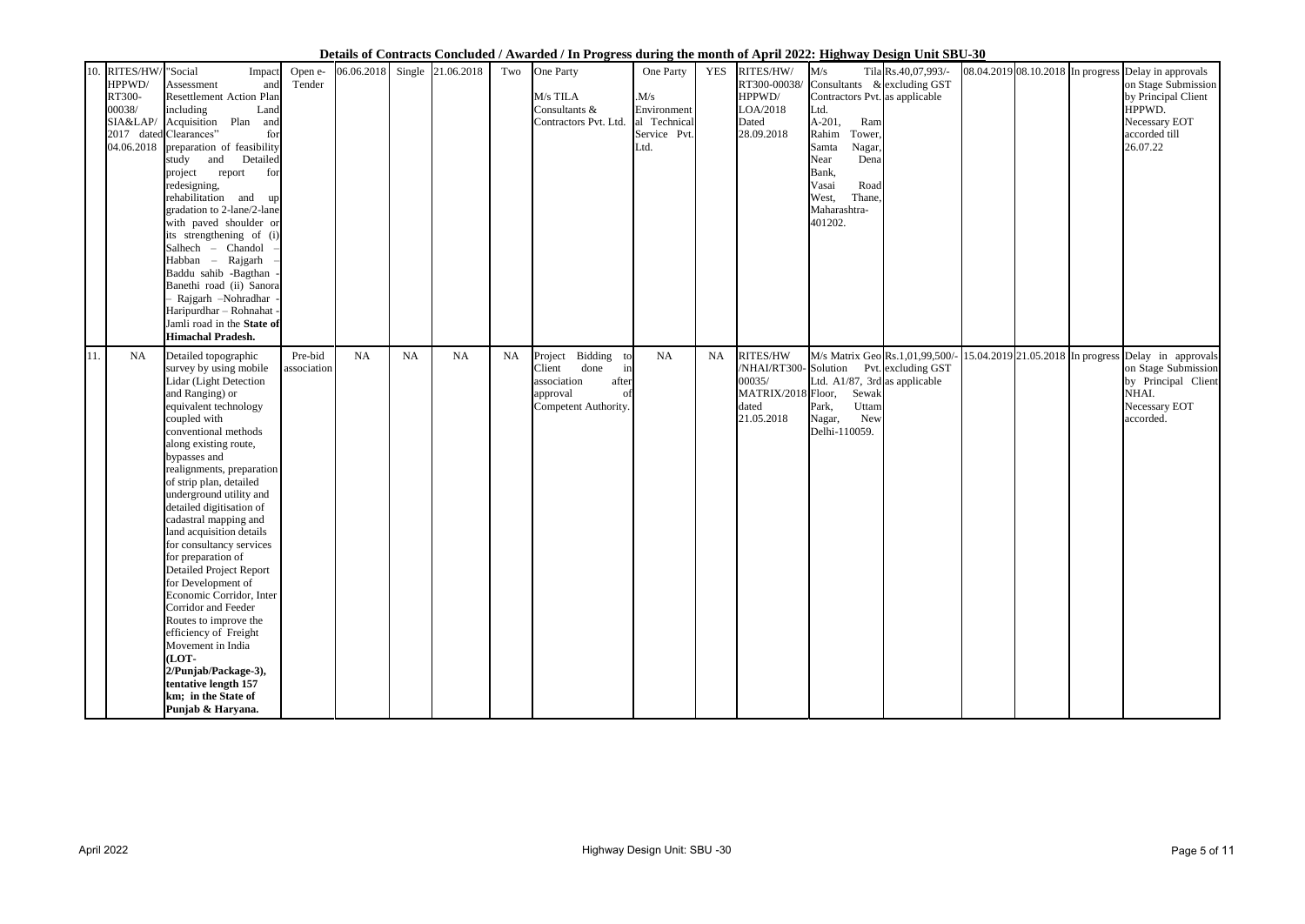**Details of Contracts Concluded / Awarded / In Progress during the month of April 2022: Highway Design Unit SBU-30**

| | | | | | | | | | | | | | | | | | | |
|---|---|---|---|---|---|---|---|---|---|---|---|---|---|---|---|---|---|---|
| 10. | RITES/HW/ HPPWD/ RT300-00038/ SIA&LAP/ 2017 dated 04.06.2018 | "Social Impact Assessment and Resettlement Action Plan including Land Acquisition Plan and Clearances" for preparation of feasibility study and Detailed project report for redesigning, rehabilitation and up gradation to 2-lane/2-lane with paved shoulder or its strengthening of (i) Salhech – Chandol – Habban – Rajgarh – Baddu sahib -Bagthan - Banethi road (ii) Sanora – Rajgarh –Nohradhar - Haripurdhar – Rohnahat - Jamli road in the **State of Himachal Pradesh.** | Open e-Tender | 06.06.2018 | Single | 21.06.2018 | Two | One Party<br><br>M/s TILA Consultants & Contractors Pvt. Ltd. | One Party<br><br>.M/s Environmental Technical Service Pvt. Ltd. | YES | RITES/HW/ RT300-00038/ HPPWD/ LOA/2018 Dated 28.09.2018 | M/s Tila Consultants & Contractors Pvt. Ltd. A-201, Ram Rahim Tower, Samta Nagar, Near Dena Bank, Vasai Road West, Thane, Maharashtra-401202. | Rs.40,07,993/- excluding GST as applicable | 08.04.2019 | 08.10.2018 | In progress | Delay in approvals on Stage Submission by Principal Client HPPWD. Necessary EOT accorded till 26.07.22 |
| 11. | NA | Detailed topographic survey by using mobile Lidar (Light Detection and Ranging) or equivalent technology coupled with conventional methods along existing route, bypasses and realignments, preparation of strip plan, detailed underground utility and detailed digitisation of cadastral mapping and land acquisition details for consultancy services for preparation of Detailed Project Report for Development of Economic Corridor, Inter Corridor and Feeder Routes to improve the efficiency of Freight Movement in India **(LOT-2/Punjab/Package-3), tentative length 157 km; in the State of Punjab & Haryana.** | Pre-bid association | NA | NA | NA | NA | Project Bidding to Client done in association after approval of Competent Authority. | NA | NA | RITES/HW /NHAI/RT300-00035/ MATRIX/2018 dated 21.05.2018 | M/s Matrix Geo Solution Pvt. Ltd. A1/87, 3rd Floor, Sewak Park, Uttam Nagar, New Delhi-110059. | Rs.1,01,99,500/- excluding GST as applicable | 15.04.2019 | 21.05.2018 | In progress | Delay in approvals on Stage Submission by Principal Client NHAI. Necessary EOT accorded. |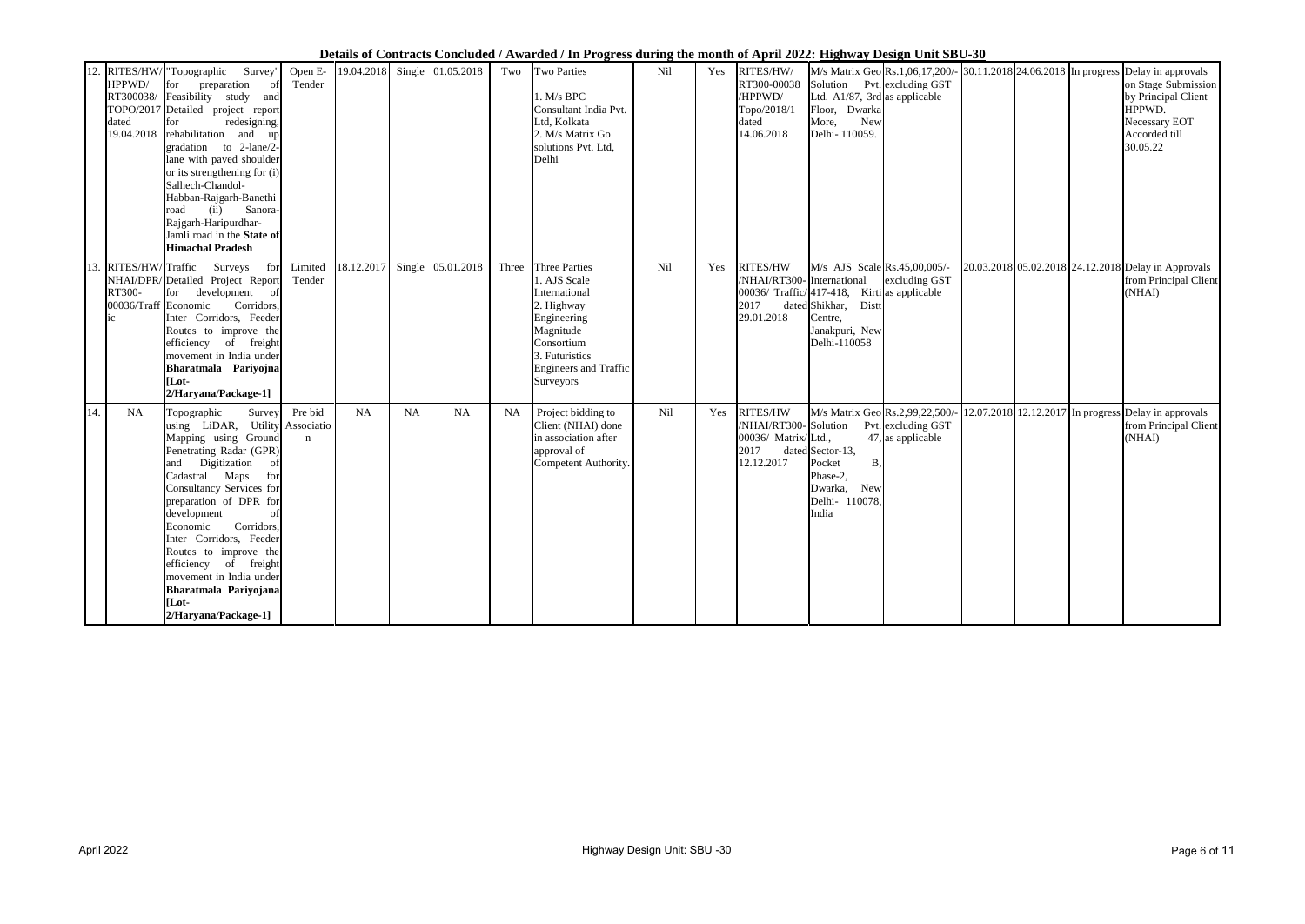**Details of Contracts Concluded / Awarded / In Progress during the month of April 2022: Highway Design Unit SBU-30**

| 12. | RITES/HW/ HPPWD/ RT300038/ TOPO/2017 dated 19.04.2018 | "Topographic Survey" for preparation of Feasibility study and Detailed project report for redesigning, rehabilitation and up gradation to 2-lane/2-lane with paved shoulder or its strengthening for (i) Salhech-Chandol-Habban-Rajgarh-Banethi road (ii) Sanora-Rajgarh-Haripurdhar-Jamli road in the **State of Himachal Pradesh** | Open E-Tender | 19.04.2018 | Single | 01.05.2018 | Two | Two Parties<br>1. M/s BPC Consultant India Pvt. Ltd, Kolkata<br>2. M/s Matrix Go solutions Pvt. Ltd, Delhi | Nil | Yes | RITES/HW/ RT300-00038 /HPPWD/ Topo/2018/1 dated 14.06.2018 | M/s Matrix Geo Solution Pvt. Ltd. A1/87, 3rd Floor, Dwarka More, New Delhi- 110059. | Rs.1,06,17,200/- excluding GST as applicable | 30.11.2018 | 24.06.2018 | In progress | Delay in approvals on Stage Submission by Principal Client HPPWD. Necessary EOT Accorded till 30.05.22 |
|---|---|---|---|---|---|---|---|---|---|---|---|---|---|---|---|---|---|
| 13. | RITES/HW/ NHAI/DPR/ RT300-00036/Traffic | Traffic Surveys for Detailed Project Report for development of Economic Corridors, Inter Corridors, Feeder Routes to improve the efficiency of freight movement in India under **Bharatmala Pariyojna [Lot-2/Haryana/Package-1]** | Limited Tender | 18.12.2017 | Single | 05.01.2018 | Three | Three Parties<br>1. AJS Scale International<br>2. Highway Engineering Magnitude Consortium<br>3. Futuristics Engineers and Traffic Surveyors | Nil | Yes | RITES/HW /NHAI/RT300-00036/ Traffic/ 2017 dated 29.01.2018 | M/s AJS Scale International 417-418, Kirti Shikhar, Distt Centre, Janakpuri, New Delhi-110058 | Rs.45,00,005/- excluding GST as applicable | 20.03.2018 | 05.02.2018 | 24.12.2018 | Delay in Approvals from Principal Client (NHAI) |
| 14. | NA | Topographic Survey using LiDAR, Utility Mapping using Ground Penetrating Radar (GPR) and Digitization of Cadastral Maps for Consultancy Services for preparation of DPR for development of Economic Corridors, Inter Corridors, Feeder Routes to improve the efficiency of freight movement in India under **Bharatmala Pariyojana [Lot-2/Haryana/Package-1]** | Pre bid Association | NA | NA | NA | NA | Project bidding to Client (NHAI) done in association after approval of Competent Authority. | Nil | Yes | RITES/HW /NHAI/RT300-00036/ Matrix/ 2017 dated 12.12.2017 | M/s Matrix Geo Solution Pvt. Ltd., 47, Sector-13, Pocket B, Phase-2, Dwarka, New Delhi- 110078, India | Rs.2,99,22,500/- excluding GST as applicable | 12.07.2018 | 12.12.2017 | In progress | Delay in approvals from Principal Client (NHAI) |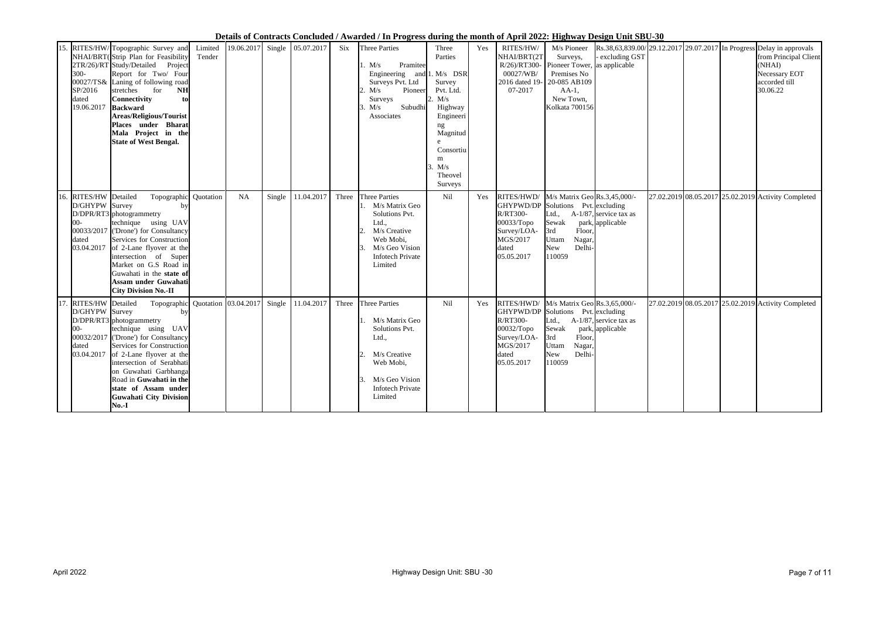**Details of Contracts Concluded / Awarded / In Progress during the month of April 2022: Highway Design Unit SBU-30**

| | | | | | | | | | | | | | | | | | | |
|---|---|---|---|---|---|---|---|---|---|---|---|---|---|---|---|---|---|---|
| 15. | RITES/HW/ NHAI/BRT(2TR/26)/RT300-00027/TS&SP/2016 dated 19.06.2017 | Topographic Survey and Strip Plan for Feasibility Study/Detailed Project Report for Two/ Four Laning of following road stretches for **NH Connectivity to Backward Areas/Religious/Tourist Places under Bharat Mala Project in the State of West Bengal.** | Limited Tender | 19.06.2017 | Single | 05.07.2017 | Six | Three Parties 1. M/s Pramitee Engineering and Surveys Pvt. Ltd 2. M/s Pioneer Surveys 3. M/s Subudhi Associates | Three Parties 1. M/s DSR Survey Pvt. Ltd. 2. M/s Highway Engineering Magnitude Consortium 3. M/s Theovel Surveys | Yes | RITES/HW/ NHAI/BRT(2TR/26)/RT300-00027/WB/ 2016 dated 19-07-2017 | M/s Pioneer Surveys, Pioneer Tower, Premises No 20-085 AB109 AA-1, New Town, Kolkata 700156 | Rs.38,63,839.00/- excluding GST as applicable | 29.12.2017 | 29.07.2017 | In Progress | Delay in approvals from Principal Client (NHAI) Necessary EOT accorded till 30.06.22 |
| 16. | RITES/HWD/GHYPWD/DPR/RT300-00033/2017 dated 03.04.2017 | Detailed Topographic Survey by photogrammetry technique using UAV ('Drone') for Consultancy Services for Construction of 2-Lane flyover at the intersection of Super Market on G.S Road in Guwahati in the **state of Assam under Guwahati City Division No.-II** | Quotation | NA | Single | 11.04.2017 | Three | Three Parties 1. M/s Matrix Geo Solutions Pvt. Ltd., 2. M/s Creative Web Mobi, 3. M/s Geo Vision Infotech Private Limited | Nil | Yes | RITES/HWD/ GHYPWD/DPR/RT300-00033/Topo Survey/LOA-MGS/2017 dated 05.05.2017 | M/s Matrix Geo Solutions Pvt. Ltd., A-1/87, Sewak park, 3rd Floor, Uttam Nagar, New Delhi-110059 | Rs.3,45,000/- excluding service tax as applicable | 27.02.2019 | 08.05.2017 | 25.02.2019 | Activity Completed |
| 17. | RITES/HWD/GHYPWD/DPR/RT300-00032/2017 dated 03.04.2017 | Detailed Topographic Survey by photogrammetry technique using UAV ('Drone') for Consultancy Services for Construction of 2-Lane flyover at the intersection of Serabhati on Guwahati Garbhanga Road in **Guwahati in the state of Assam under Guwahati City Division No.-I** | Quotation | 03.04.2017 | Single | 11.04.2017 | Three | Three Parties 1. M/s Matrix Geo Solutions Pvt. Ltd., 2. M/s Creative Web Mobi, 3. M/s Geo Vision Infotech Private Limited | Nil | Yes | RITES/HWD/ GHYPWD/DPR/RT300-00032/Topo Survey/LOA-MGS/2017 dated 05.05.2017 | M/s Matrix Geo Solutions Pvt. Ltd., A-1/87, Sewak park, 3rd Floor, Uttam Nagar, New Delhi-110059 | Rs.3,65,000/- excluding service tax as applicable | 27.02.2019 | 08.05.2017 | 25.02.2019 | Activity Completed |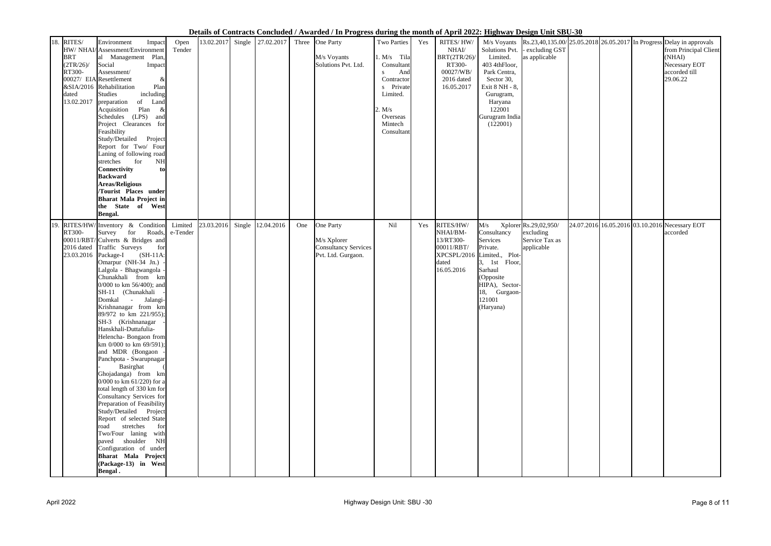**Details of Contracts Concluded / Awarded / In Progress during the month of April 2022: Highway Design Unit SBU-30**

| | | | | | | | | | | | | | | | | | |
|---|---|---|---|---|---|---|---|---|---|---|---|---|---|---|---|---|---|
| 18. | RITES/ HW/ NHAI/ BRT (2TR/26)/ RT300- 00027/ EIA &SIA/2016 dated 13.02.2017 | Environment Impact Assessment/Environmental Management Plan, Social Impact Assessment/ Resettlement & Rehabilitation Plan Studies including preparation of Land Acquisition Plan & Schedules (LPS) and Project Clearances for Feasibility Study/Detailed Project Report for Two/ Four Laning of following road stretches for NH **Connectivity to Backward Areas/Religious /Tourist Places under Bharat Mala Project in the State of West Bengal.** | Open Tender | 13.02.2017 | Single | 27.02.2017 | Three | One Party<br><br>M/s Voyants Solutions Pvt. Ltd. | Two Parties<br>1. M/s Tila Consultants And Contractors Private Limited.<br><br>2. M/s Overseas Mintech Consultant | Yes | RITES/ HW/ NHAI/ BRT(2TR/26)/ RT300- 00027/WB/ 2016 dated 16.05.2017 | M/s Voyants Solutions Pvt. Limited. 403 4thFloor, Park Centra, Sector 30, Exit 8 NH - 8, Gurugram, Haryana 122001 Gurugram India (122001) | Rs.23,40,135.00/ - excluding GST as applicable | 25.05.2018 | 26.05.2017 | In Progress | Delay in approvals from Principal Client (NHAI) Necessary EOT accorded till 29.06.22 |
| 19. | RITES/HW/ RT300- 00011/RBT/ 2016 dated 23.03.2016 | Inventory & Condition Survey for Roads, Culverts & Bridges and Traffic Surveys for Package-I (SH-11A: Omarpur (NH-34 Jn.) - Lalgola - Bhagwangola - Chunakhali from km 0/000 to km 56/400); and SH-11 (Chunakhali - Domkal - Jalangi- Krishnanagar from km 89/972 to km 221/955); SH-3 (Krishnanagar - Hanskhali-Duttafulia- Helencha- Bongaon from km 0/000 to km 69/591); and MDR (Bongaon - Panchpota - Swarupnagar - Basirghat ( Ghojadanga) from km 0/000 to km 61/220) for a total length of 330 km for Consultancy Services for Preparation of Feasibility Study/Detailed Project Report of selected State road stretches for Two/Four laning with paved shoulder NH Configuration of under **Bharat Mala Project (Package-13) in West Bengal .** | Limited e-Tender | 23.03.2016 | Single | 12.04.2016 | One | One Party<br><br>M/s Xplorer Consultancy Services Pvt. Ltd. Gurgaon. | Nil | Yes | RITES/HW/ NHAI/BM- 13/RT300- 00011/RBT/ XPCSPL/2016 dated 16.05.2016 | M/s Xplorer Consultancy Services Private. Limited., Plot-3, 1st Floor, Sarhaul (Opposite HIPA), Sector-18, Gurgaon- 121001 (Haryana) | Rs.29,02,950/ excluding Service Tax as applicable | 24.07.2016 | 16.05.2016 | 03.10.2016 | Necessary EOT accorded |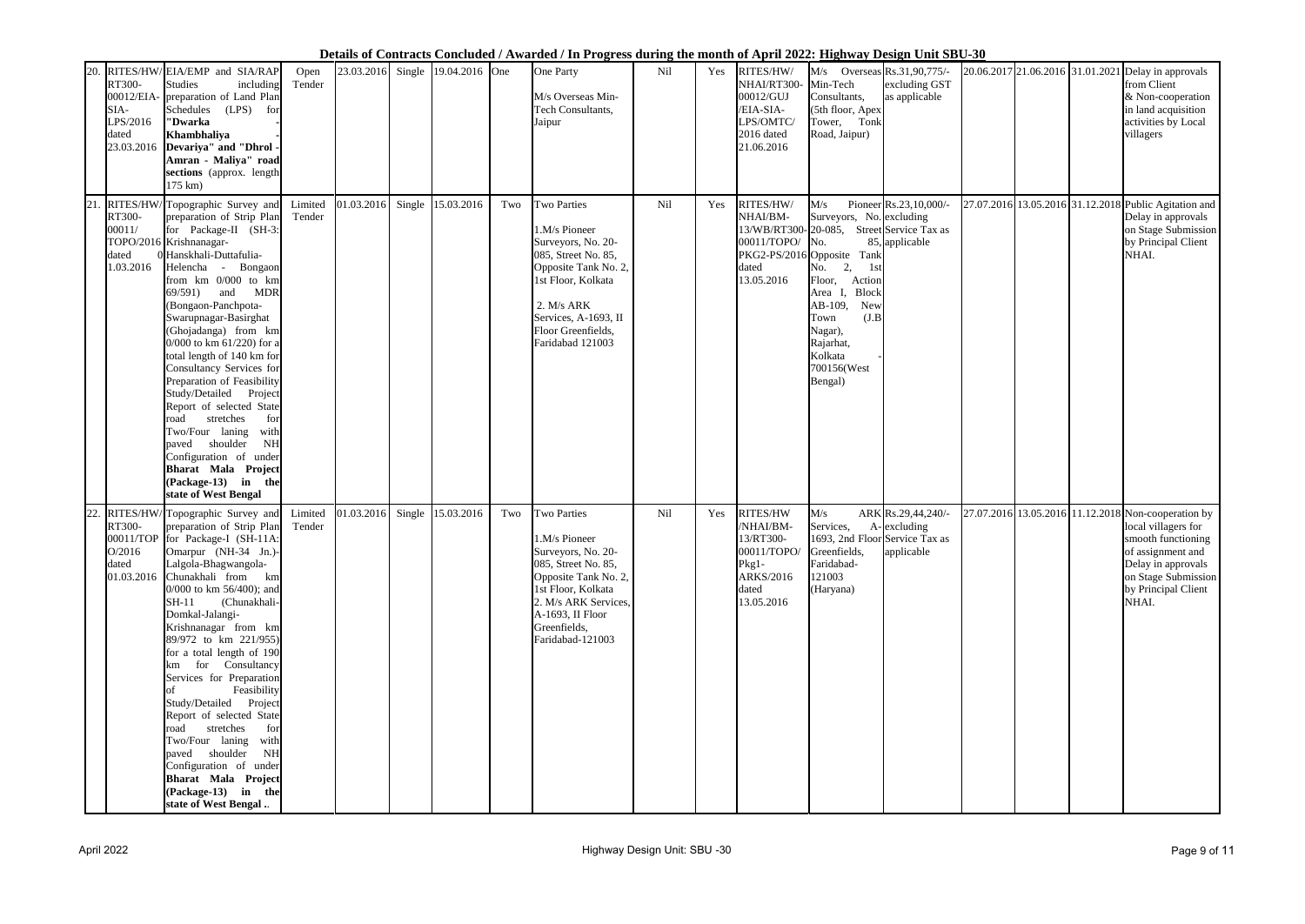**Details of Contracts Concluded / Awarded / In Progress during the month of April 2022: Highway Design Unit SBU-30**

| | | | | | | | | | | | | | | | | | |
|---|---|---|---|---|---|---|---|---|---|---|---|---|---|---|---|---|---|
| 20. | RITES/HW/ RT300-00012/EIA-SIA-LPS/2016 dated 23.03.2016 | EIA/EMP and SIA/RAP Studies including preparation of Land Plan Schedules (LPS) for **"Dwarka - Khambhaliya - Devariya" and "Dhrol - Amran - Maliya" road sections** (approx. length 175 km) | Open Tender | 23.03.2016 | Single | 19.04.2016 | One | One Party<br><br>M/s Overseas Min-Tech Consultants, Jaipur | Nil | Yes | RITES/HW/ NHAI/RT300-00012/GUJ /EIA-SIA-LPS/OMTC/ 2016 dated 21.06.2016 | M/s Overseas Min-Tech Consultants, (5th floor, Apex Tower, Tonk Road, Jaipur) | Rs.31,90,775/- excluding GST as applicable | 20.06.2017 | 21.06.2016 | 31.01.2021 | Delay in approvals from Client & Non-cooperation in land acquisition activities by Local villagers |
| 21. | RITES/HW/ RT300-00011/ TOPO/2016 dated 1.03.2016 | Topographic Survey and preparation of Strip Plan for Package-II (SH-3: Krishnanagar-0Hanskhali-Duttafulia-Helencha - Bongaon from km 0/000 to km 69/591) and MDR (Bongaon-Panchpota-Swarupnagar-Basirghat (Ghojadanga) from km 0/000 to km 61/220) for a total length of 140 km for Consultancy Services for Preparation of Feasibility Study/Detailed Project Report of selected State road stretches for Two/Four laning with paved shoulder NH Configuration of under **Bharat Mala Project (Package-13) in the state of West Bengal** | Limited Tender | 01.03.2016 | Single | 15.03.2016 | Two | Two Parties<br><br>1.M/s Pioneer Surveyors, No. 20-085, Street No. 85, Opposite Tank No. 2, 1st Floor, Kolkata<br><br>2. M/s ARK Services, A-1693, II Floor Greenfields, Faridabad 121003 | Nil | Yes | RITES/HW/ NHAI/BM-13/WB/RT300-00011/TOPO/ PKG2-PS/2016 dated 13.05.2016 | M/s Pioneer Surveyors, No. 20-085, Street No. 85, Opposite Tank No. 2, 1st Floor, Action Area I, Block AB-109, New Town (J.B Nagar), Rajarhat, Kolkata - 700156(West Bengal) | Rs.23,10,000/- excluding Service Tax as applicable | 27.07.2016 | 13.05.2016 | 31.12.2018 | Public Agitation and Delay in approvals on Stage Submission by Principal Client NHAI. |
| 22. | RITES/HW/ RT300-00011/TOP O/2016 dated 01.03.2016 | Topographic Survey and preparation of Strip Plan for Package-I (SH-11A: Omarpur (NH-34 Jn.)-Lalgola-Bhagwangola-Chunakhali from km 0/000 to km 56/400); and SH-11 (Chunakhali-Domkal-Jalangi-Krishnanagar from km 89/972 to km 221/955) for a total length of 190 km for Consultancy Services for Preparation of Feasibility Study/Detailed Project Report of selected State road stretches for Two/Four laning with paved shoulder NH Configuration of under **Bharat Mala Project (Package-13) in the state of West Bengal** .. | Limited Tender | 01.03.2016 | Single | 15.03.2016 | Two | Two Parties<br><br>1.M/s Pioneer Surveyors, No. 20-085, Street No. 85, Opposite Tank No. 2, 1st Floor, Kolkata<br>2. M/s ARK Services, A-1693, II Floor Greenfields, Faridabad-121003 | Nil | Yes | RITES/HW /NHAI/BM-13/RT300-00011/TOPO/ Pkg1-ARKS/2016 dated 13.05.2016 | M/s ARK Services, A-1693, 2nd Floor Greenfields, Faridabad-121003 (Haryana) | Rs.29,44,240/- excluding Service Tax as applicable | 27.07.2016 | 13.05.2016 | 11.12.2018 | Non-cooperation by local villagers for smooth functioning of assignment and Delay in approvals on Stage Submission by Principal Client NHAI. |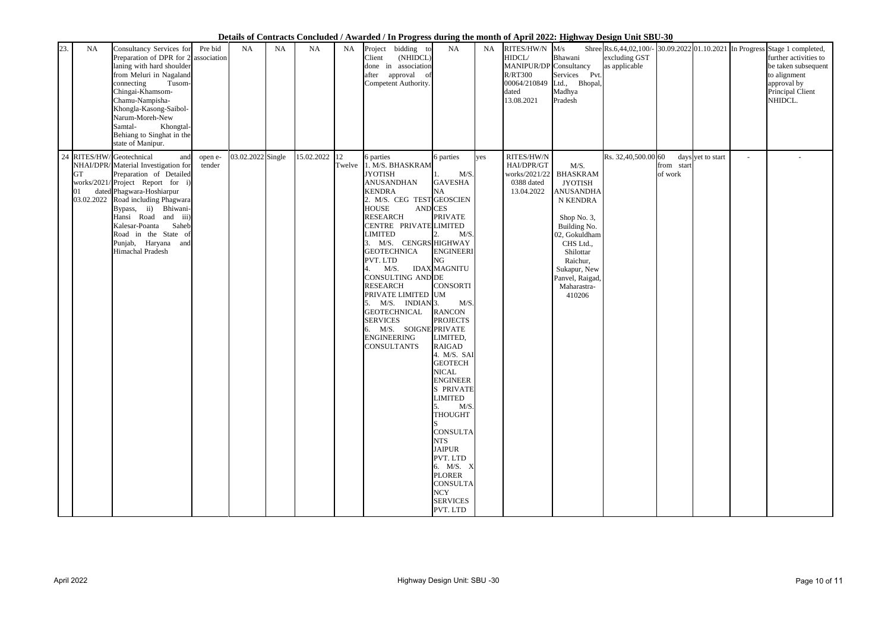**Details of Contracts Concluded / Awarded / In Progress during the month of April 2022: Highway Design Unit SBU-30**

| | | | | | | | | | | | | | | | | | | |
|---|---|---|---|---|---|---|---|---|---|---|---|---|---|---|---|---|---|---|
| 23. | NA | Consultancy Services for Preparation of DPR for 2 laning with hard shoulder from Meluri in Nagaland connecting Tusom-Chingai-Khamsom-Chamu-Nampisha-Khongla-Kasong-Saibol-Narum-Moreh-New Samtal- Khongtal-Behiang to Singhat in the state of Manipur. | Pre bid association | NA | NA | NA | NA | Project bidding to Client (NHIDCL) done in association after approval of Competent Authority. | NA | NA | RITES/HW/N HIDCL/ MANIPUR/DP R/RT300 00064/210849 dated 13.08.2021 | M/s Shree Bhawani Consultancy Services Pvt. Ltd., Bhopal, Madhya Pradesh | Rs.6,44,02,100/- excluding GST as applicable | 30.09.2022 | 01.10.2021 | In Progress | Stage 1 completed, further activities to be taken subsequent to alignment approval by Principal Client NHIDCL. |
| 24 | RITES/HW/NHAI/DPR/GT works/2021/01 dated 03.02.2022 | Geotechnical and Material Investigation for Preparation of Detailed Project Report for i) Phagwara-Hoshiarpur Road including Phagwara Bypass, ii) Bhiwani-Hansi Road and iii) Kalesar-Poanta Saheb Road in the State of Punjab, Haryana and Himachal Pradesh | open e-tender | 03.02.2022 | Single | 15.02.2022 | 12 Twelve | 6 parties 1. M/S. BHASKRAM JYOTISH ANUSANDHAN KENDRA 2. M/S. CEG TEST HOUSE AND RESEARCH CENTRE PRIVATE LIMITED 3. M/S. CENGRS GEOTECHNICA PVT. LTD 4. M/S. IDAX CONSULTING AND RESEARCH PRIVATE LIMITED 5. M/S. INDIAN GEOTECHNICAL SERVICES 6. M/S. SOIGNE ENGINEERING CONSULTANTS | 6 parties 1. M/S. GAVESHA NA GEOSCIENCES PRIVATE LIMITED 2. M/S. HIGHWAY ENGINEERING MAGNITUDE CONSORTIUM 3. M/S. RANCON PROJECTS PRIVATE LIMITED, RAIGAD 4. M/S. SAI GEOTECHNICAL ENGINEERS PRIVATE LIMITED 5. M/S. THOUGHTS CONSULTANTS JAIPUR PVT. LTD 6. M/S. XPLORER CONSULTANCY SERVICES PVT. LTD | yes | RITES/HW/NHAI/DPR/GT works/2021/22 0388 dated 13.04.2022 | M/S. BHASKRAM JYOTISH ANUSANDHAN KENDRA Shop No. 3, Building No. 02, Gokuldham CHS Ltd., Shilottar Raichur, Sukapur, New Panvel, Raigad, Maharastra-410206 | Rs. 32,40,500.00 | 60 days from start of work | yet to start | - | - |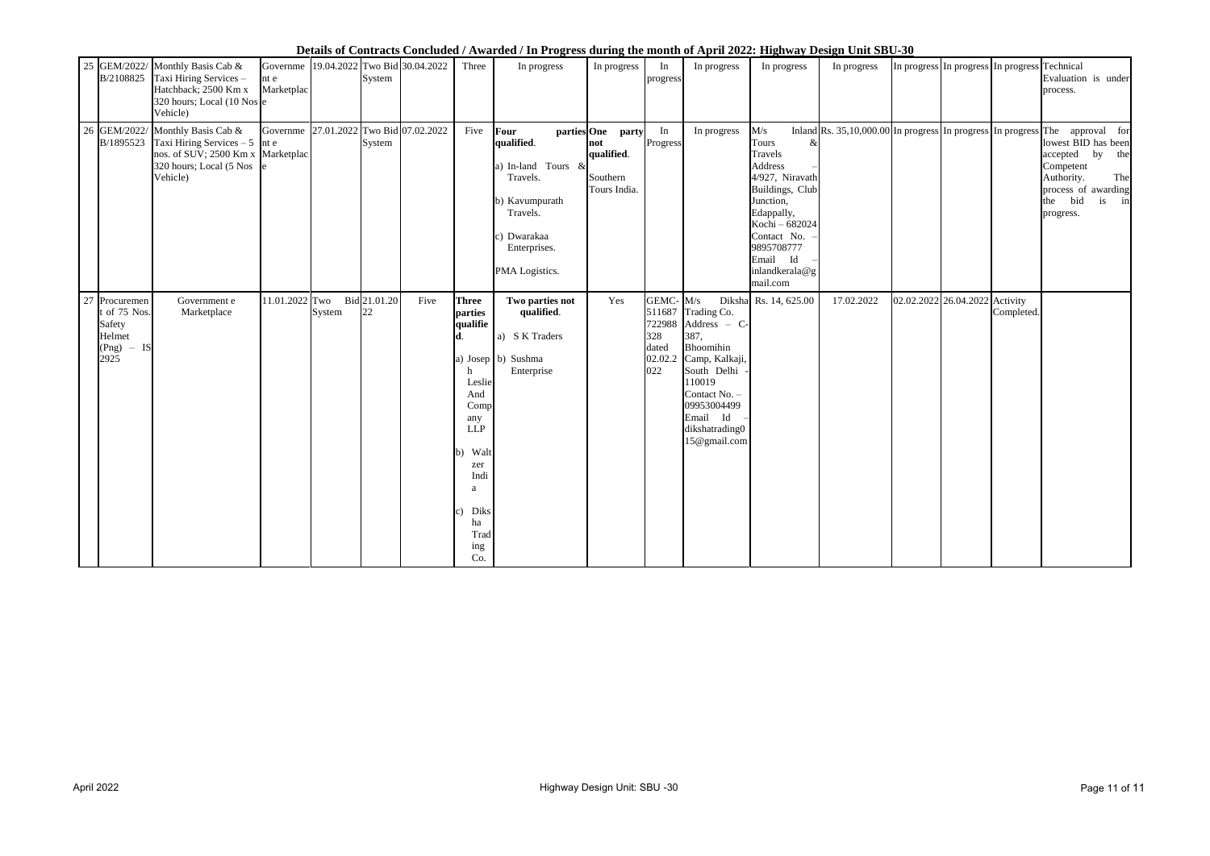**Details of Contracts Concluded / Awarded / In Progress during the month of April 2022: Highway Design Unit SBU-30**

| | | | | | | | | | | | | | | | | | |
|---|---|---|---|---|---|---|---|---|---|---|---|---|---|---|---|---|---|
| 25 | GEM/2022/B/2108825 | Monthly Basis Cab & Taxi Hiring Services – Hatchback; 2500 Km x 320 hours; Local (10 Nos Vehicle) | Government e Marketplace | 19.04.2022 | Two Bid System | 30.04.2022 | Three | In progress | In progress | In progress | In progress | In progress | In progress | In progress | In progress | In progress | Technical Evaluation is under process. |
| 26 | GEM/2022/B/1895523 | Monthly Basis Cab & Taxi Hiring Services – 5 nos. of SUV; 2500 Km x 320 hours; Local (5 Nos Vehicle) | Government e Marketplace | 27.01.2022 | Two Bid System | 07.02.2022 | Five | **Four parties qualified**.<br>a) In-land Tours & Travels.<br>b) Kavumpurath Travels.<br>c) Dwarakaa Enterprises.<br>PMA Logistics. | **One party not qualified**.<br>Southern Tours India. | In Progress | In progress | M/s Inland Tours & Travels Address – 4/927, Niravath Buildings, Club Junction, Edappally, Kochi – 682024 Contact No. – 9895708777 Email Id – inlandkerala@gmail.com | Rs. 35,10,000.00 | In progress | In progress | In progress | The approval for lowest BID has been accepted by the Competent Authority. The process of awarding the bid is in progress. |
| 27 | Procurement of 75 Nos. Safety Helmet (Png) – IS 2925 | Government e Marketplace | 11.01.2022 | Two Bid System | 21.01.2022 | Five | **Three parties qualified**.<br>a) Joseph Leslie And Company LLP<br>b) Waltzer India<br>c) Diksha Trading Co. | **Two parties not qualified**.<br>a) S K Traders<br>b) Sushma Enterprise | Yes | GEMC-511687722988328 dated 02.02.2022 | M/s Diksha Trading Co. Address – C-387, Bhoomihin Camp, Kalkaji, South Delhi - 110019 Contact No. – 09953004499 Email Id – dikshatrading015@gmail.com | Rs. 14, 625.00 | 17.02.2022 | 02.02.2022 | 26.04.2022 | Activity Completed. | |